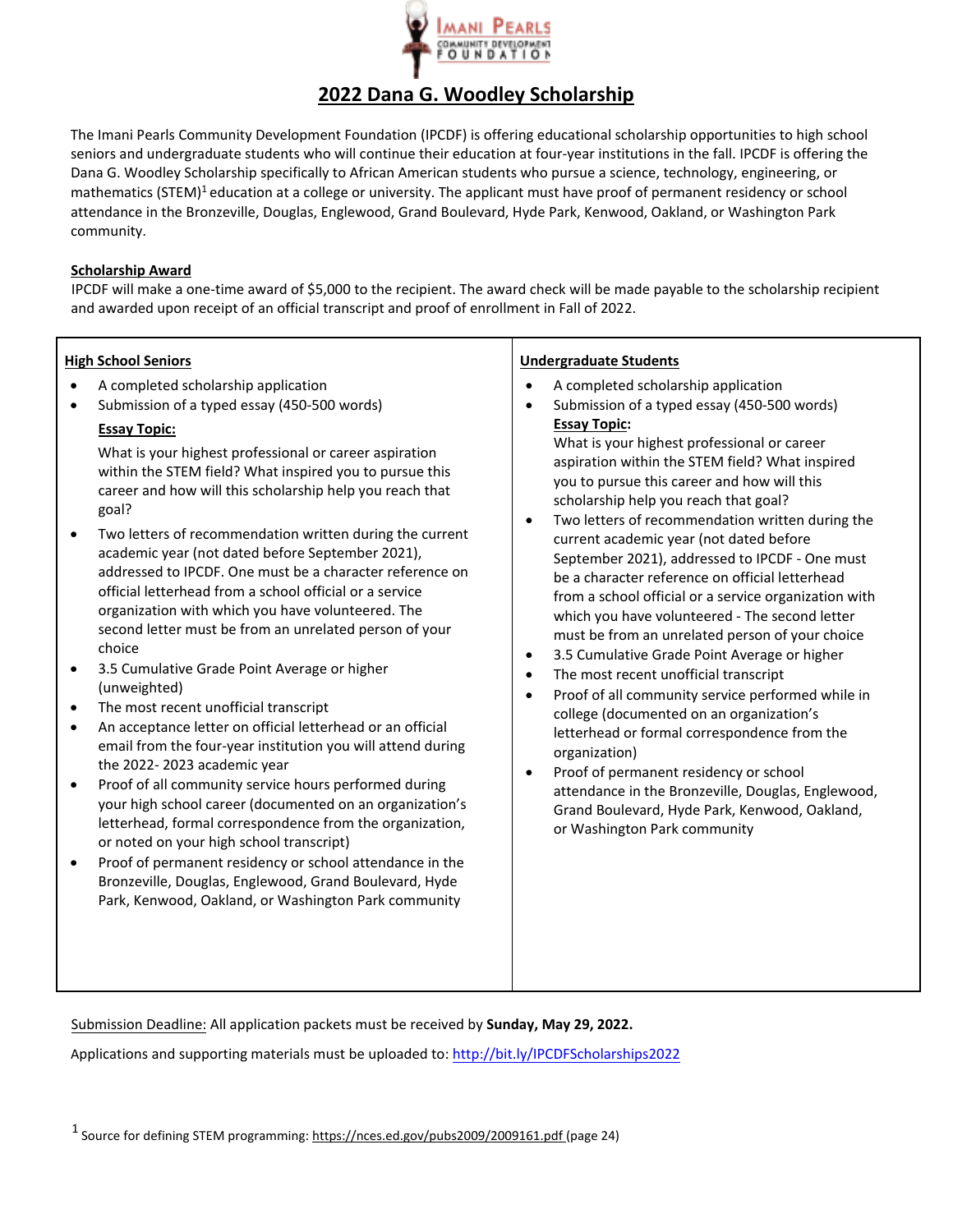# 2022 Dana G. Woodley Scholarship

The Imani Pearls Community Development Foundation (IPCDF) is offering educational scholarship opportunities to high school seniors and undergraduate students who will continue their education at four-year institutions in the fall. IPCDF is offering the Dana G. Woodley Scholarship specifically to African American students who pursue a science, technology, engineering, or mathematics (STEM)[1] education at a college or university. The applicant must have proof of permanent residency or school attendance in the Bronzeville, Douglas, Englewood, Grand Boulevard, Hyde Park, Kenwood, Oakland, or Washington Park community.

**Scholarship Award**

IPCDF will make a one-time award of $5,000 to the recipient. The award check will be made payable to the scholarship recipient and awarded upon receipt of an official transcript and proof of enrollment in Fall of 2022.

**High School Seniors**

- A completed scholarship application
- Submission of a typed essay (450-500 words)

  **Essay Topic:**

  What is your highest professional or career aspiration within the STEM field? What inspired you to pursue this career and how will this scholarship help you reach that goal?
- Two letters of recommendation written during the current academic year (not dated before September 2021), addressed to IPCDF. One must be a character reference on official letterhead from a school official or a service organization with which you have volunteered. The second letter must be from an unrelated person of your choice
- 3.5 Cumulative Grade Point Average or higher (unweighted)
- The most recent unofficial transcript
- An acceptance letter on official letterhead or an official email from the four-year institution you will attend during the 2022- 2023 academic year
- Proof of all community service hours performed during your high school career (documented on an organization's letterhead, formal correspondence from the organization, or noted on your high school transcript)
- Proof of permanent residency or school attendance in the Bronzeville, Douglas, Englewood, Grand Boulevard, Hyde Park, Kenwood, Oakland, or Washington Park community

**Undergraduate Students**

- A completed scholarship application
- Submission of a typed essay (450-500 words)

  **Essay Topic:**

  What is your highest professional or career aspiration within the STEM field? What inspired you to pursue this career and how will this scholarship help you reach that goal?
- Two letters of recommendation written during the current academic year (not dated before September 2021), addressed to IPCDF - One must be a character reference on official letterhead from a school official or a service organization with which you have volunteered - The second letter must be from an unrelated person of your choice
- 3.5 Cumulative Grade Point Average or higher
- The most recent unofficial transcript
- Proof of all community service performed while in college (documented on an organization's letterhead or formal correspondence from the organization)
- Proof of permanent residency or school attendance in the Bronzeville, Douglas, Englewood, Grand Boulevard, Hyde Park, Kenwood, Oakland, or Washington Park community

Submission Deadline: All application packets must be received by **Sunday, May 29, 2022.**

Applications and supporting materials must be uploaded to: http://bit.ly/IPCDFScholarships2022

[1] Source for defining STEM programming: https://nces.ed.gov/pubs2009/2009161.pdf (page 24)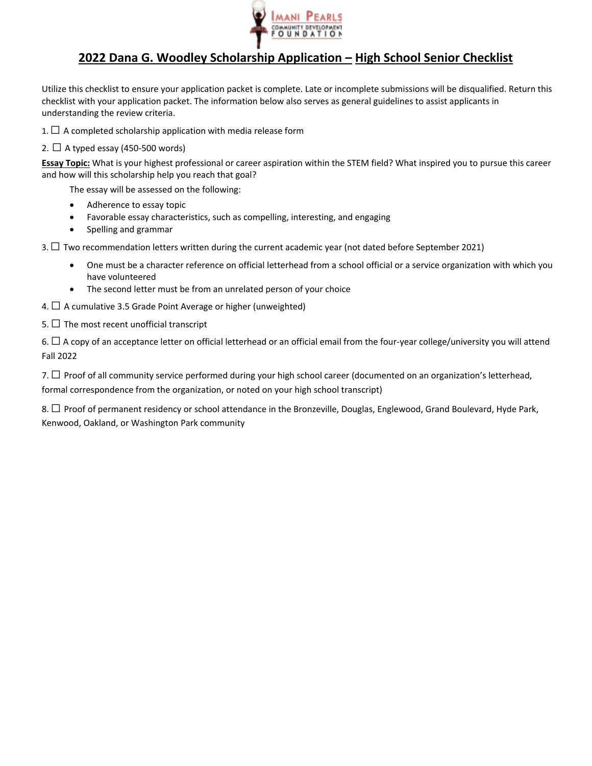Imani Pearls Community Development Foundation

## 2022 Dana G. Woodley Scholarship Application – High School Senior Checklist

Utilize this checklist to ensure your application packet is complete. Late or incomplete submissions will be disqualified. Return this checklist with your application packet. The information below also serves as general guidelines to assist applicants in understanding the review criteria.

1. ☐ A completed scholarship application with media release form

2. ☐ A typed essay (450-500 words)

**Essay Topic:** What is your highest professional or career aspiration within the STEM field? What inspired you to pursue this career and how will this scholarship help you reach that goal?

The essay will be assessed on the following:

- Adherence to essay topic
- Favorable essay characteristics, such as compelling, interesting, and engaging
- Spelling and grammar

3. ☐ Two recommendation letters written during the current academic year (not dated before September 2021)

   - One must be a character reference on official letterhead from a school official or a service organization with which you have volunteered
   - The second letter must be from an unrelated person of your choice

4. ☐ A cumulative 3.5 Grade Point Average or higher (unweighted)

5. ☐ The most recent unofficial transcript

6. ☐ A copy of an acceptance letter on official letterhead or an official email from the four-year college/university you will attend Fall 2022

7. ☐ Proof of all community service performed during your high school career (documented on an organization's letterhead, formal correspondence from the organization, or noted on your high school transcript)

8. ☐ Proof of permanent residency or school attendance in the Bronzeville, Douglas, Englewood, Grand Boulevard, Hyde Park, Kenwood, Oakland, or Washington Park community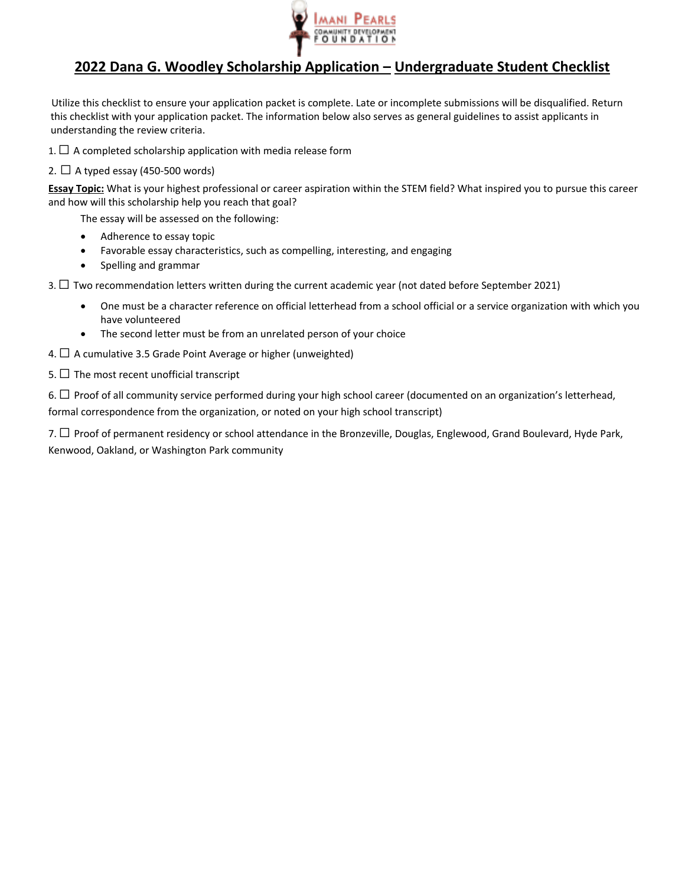# 2022 Dana G. Woodley Scholarship Application – Undergraduate Student Checklist

Utilize this checklist to ensure your application packet is complete. Late or incomplete submissions will be disqualified. Return this checklist with your application packet. The information below also serves as general guidelines to assist applicants in understanding the review criteria.

1. ☐ A completed scholarship application with media release form

2. ☐ A typed essay (450-500 words)

**Essay Topic:** What is your highest professional or career aspiration within the STEM field? What inspired you to pursue this career and how will this scholarship help you reach that goal?

The essay will be assessed on the following:

- Adherence to essay topic
- Favorable essay characteristics, such as compelling, interesting, and engaging
- Spelling and grammar

3. ☐ Two recommendation letters written during the current academic year (not dated before September 2021)

- One must be a character reference on official letterhead from a school official or a service organization with which you have volunteered
- The second letter must be from an unrelated person of your choice

4. ☐ A cumulative 3.5 Grade Point Average or higher (unweighted)

5. ☐ The most recent unofficial transcript

6. ☐ Proof of all community service performed during your high school career (documented on an organization's letterhead, formal correspondence from the organization, or noted on your high school transcript)

7. ☐ Proof of permanent residency or school attendance in the Bronzeville, Douglas, Englewood, Grand Boulevard, Hyde Park, Kenwood, Oakland, or Washington Park community